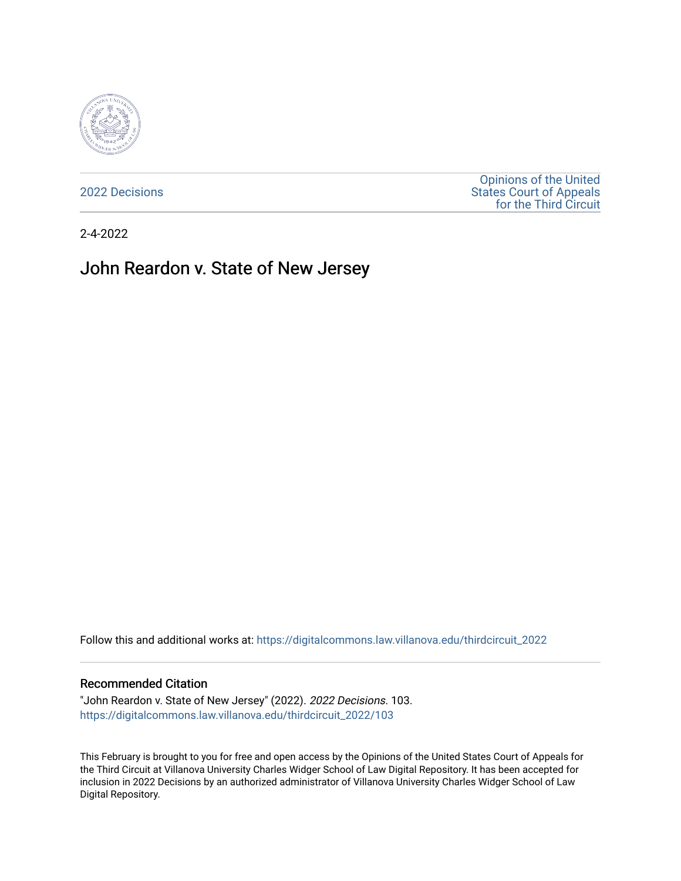2022 Decisions

Opinions of the United States Court of Appeals for the Third Circuit

2-4-2022

# John Reardon v. State of New Jersey

Follow this and additional works at: https://digitalcommons.law.villanova.edu/thirdcircuit_2022

## Recommended Citation

"John Reardon v. State of New Jersey" (2022). *2022 Decisions*. 103.
https://digitalcommons.law.villanova.edu/thirdcircuit_2022/103

This February is brought to you for free and open access by the Opinions of the United States Court of Appeals for the Third Circuit at Villanova University Charles Widger School of Law Digital Repository. It has been accepted for inclusion in 2022 Decisions by an authorized administrator of Villanova University Charles Widger School of Law Digital Repository.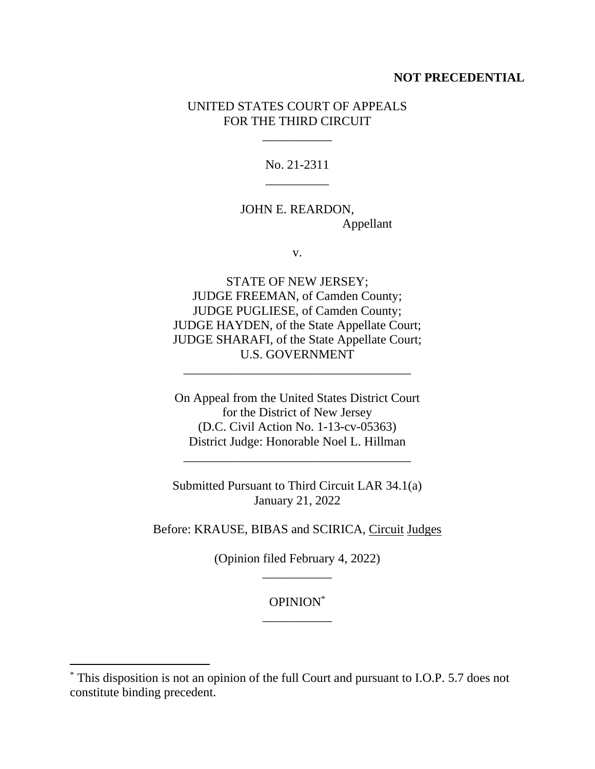**NOT PRECEDENTIAL**

UNITED STATES COURT OF APPEALS
FOR THE THIRD CIRCUIT

\_\_\_\_\_\_\_\_\_\_\_

No. 21-2311

\_\_\_\_\_\_\_\_\_\_

JOHN E. REARDON,
Appellant

v.

STATE OF NEW JERSEY;
JUDGE FREEMAN, of Camden County;
JUDGE PUGLIESE, of Camden County;
JUDGE HAYDEN, of the State Appellate Court;
JUDGE SHARAFI, of the State Appellate Court;
U.S. GOVERNMENT

\_\_\_\_\_\_\_\_\_\_\_\_\_\_\_\_\_\_\_\_\_\_\_\_\_\_\_\_\_\_\_\_\_\_\_\_

On Appeal from the United States District Court
for the District of New Jersey
(D.C. Civil Action No. 1-13-cv-05363)
District Judge: Honorable Noel L. Hillman

\_\_\_\_\_\_\_\_\_\_\_\_\_\_\_\_\_\_\_\_\_\_\_\_\_\_\_\_\_\_\_\_\_\_\_\_

Submitted Pursuant to Third Circuit LAR 34.1(a)
January 21, 2022

Before: KRAUSE, BIBAS and SCIRICA, Circuit Judges

(Opinion filed February 4, 2022)

\_\_\_\_\_\_\_\_\_\_\_

OPINION[*]

\_\_\_\_\_\_\_\_\_\_\_

---

[*] This disposition is not an opinion of the full Court and pursuant to I.O.P. 5.7 does not constitute binding precedent.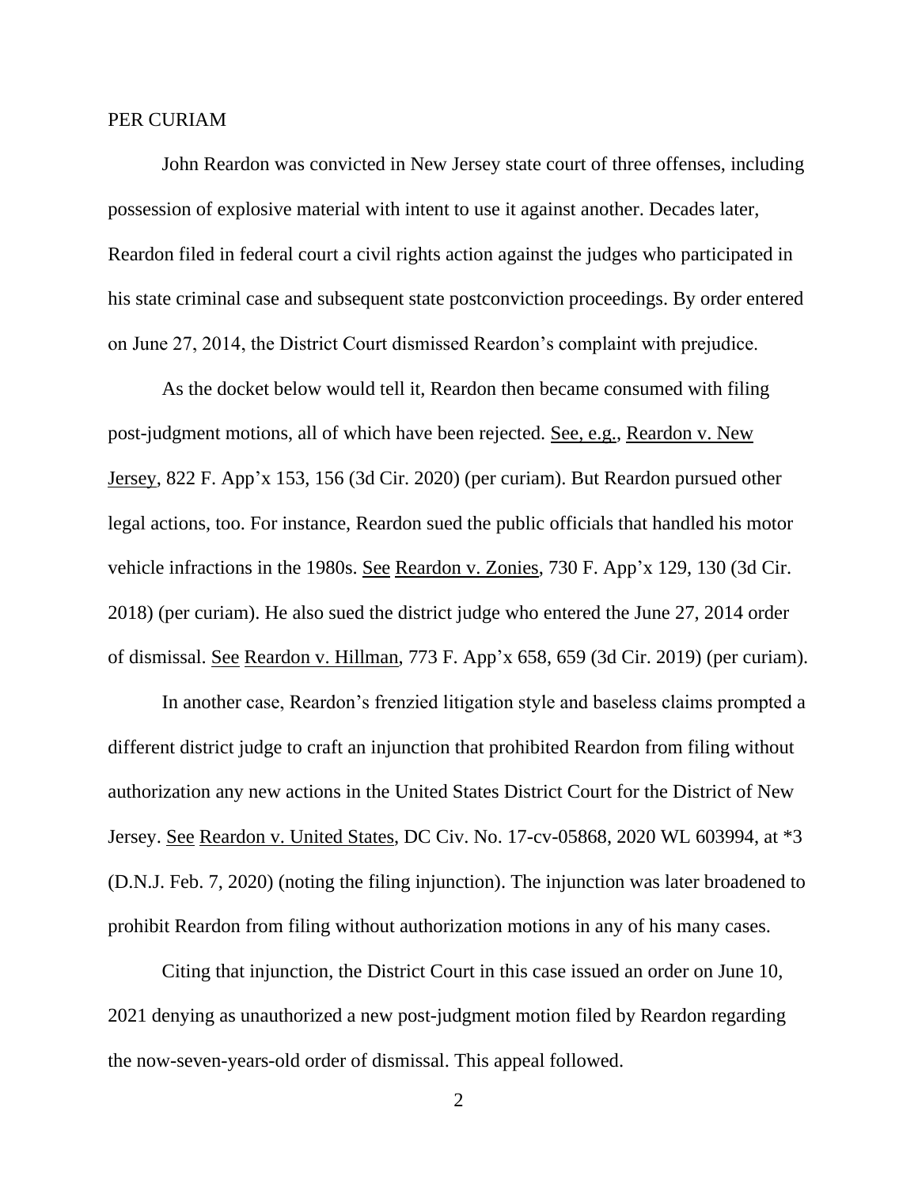PER CURIAM

John Reardon was convicted in New Jersey state court of three offenses, including possession of explosive material with intent to use it against another. Decades later, Reardon filed in federal court a civil rights action against the judges who participated in his state criminal case and subsequent state postconviction proceedings. By order entered on June 27, 2014, the District Court dismissed Reardon's complaint with prejudice.

As the docket below would tell it, Reardon then became consumed with filing post-judgment motions, all of which have been rejected. See, e.g., Reardon v. New Jersey, 822 F. App'x 153, 156 (3d Cir. 2020) (per curiam). But Reardon pursued other legal actions, too. For instance, Reardon sued the public officials that handled his motor vehicle infractions in the 1980s. See Reardon v. Zonies, 730 F. App'x 129, 130 (3d Cir. 2018) (per curiam). He also sued the district judge who entered the June 27, 2014 order of dismissal. See Reardon v. Hillman, 773 F. App'x 658, 659 (3d Cir. 2019) (per curiam).

In another case, Reardon's frenzied litigation style and baseless claims prompted a different district judge to craft an injunction that prohibited Reardon from filing without authorization any new actions in the United States District Court for the District of New Jersey. See Reardon v. United States, DC Civ. No. 17-cv-05868, 2020 WL 603994, at *3 (D.N.J. Feb. 7, 2020) (noting the filing injunction). The injunction was later broadened to prohibit Reardon from filing without authorization motions in any of his many cases.

Citing that injunction, the District Court in this case issued an order on June 10, 2021 denying as unauthorized a new post-judgment motion filed by Reardon regarding the now-seven-years-old order of dismissal. This appeal followed.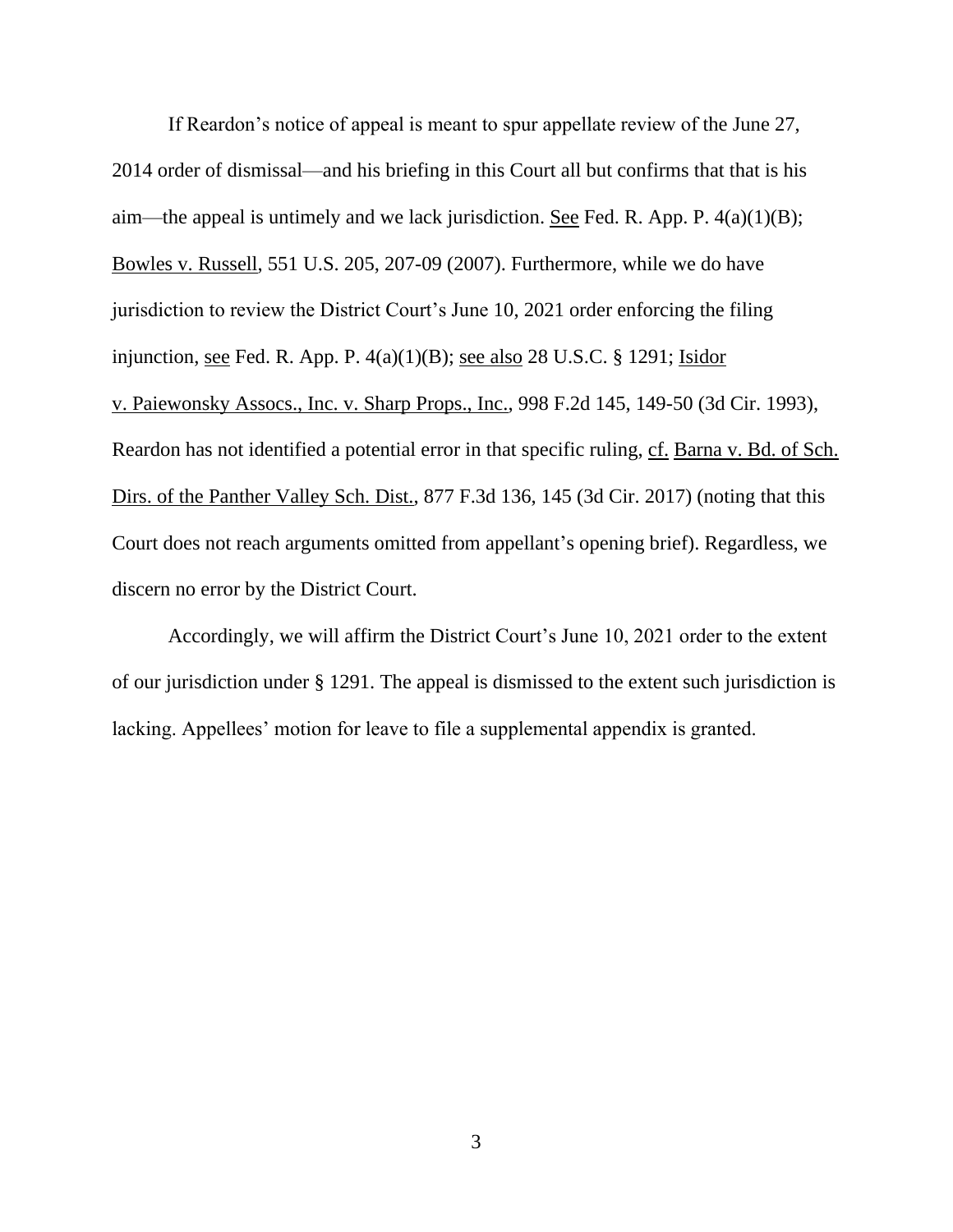If Reardon's notice of appeal is meant to spur appellate review of the June 27, 2014 order of dismissal—and his briefing in this Court all but confirms that that is his aim—the appeal is untimely and we lack jurisdiction. See Fed. R. App. P. 4(a)(1)(B); Bowles v. Russell, 551 U.S. 205, 207-09 (2007). Furthermore, while we do have jurisdiction to review the District Court's June 10, 2021 order enforcing the filing injunction, see Fed. R. App. P. 4(a)(1)(B); see also 28 U.S.C. § 1291; Isidor v. Paiewonsky Assocs., Inc. v. Sharp Props., Inc., 998 F.2d 145, 149-50 (3d Cir. 1993), Reardon has not identified a potential error in that specific ruling, cf. Barna v. Bd. of Sch. Dirs. of the Panther Valley Sch. Dist., 877 F.3d 136, 145 (3d Cir. 2017) (noting that this Court does not reach arguments omitted from appellant's opening brief). Regardless, we discern no error by the District Court.

Accordingly, we will affirm the District Court's June 10, 2021 order to the extent of our jurisdiction under § 1291. The appeal is dismissed to the extent such jurisdiction is lacking. Appellees' motion for leave to file a supplemental appendix is granted.